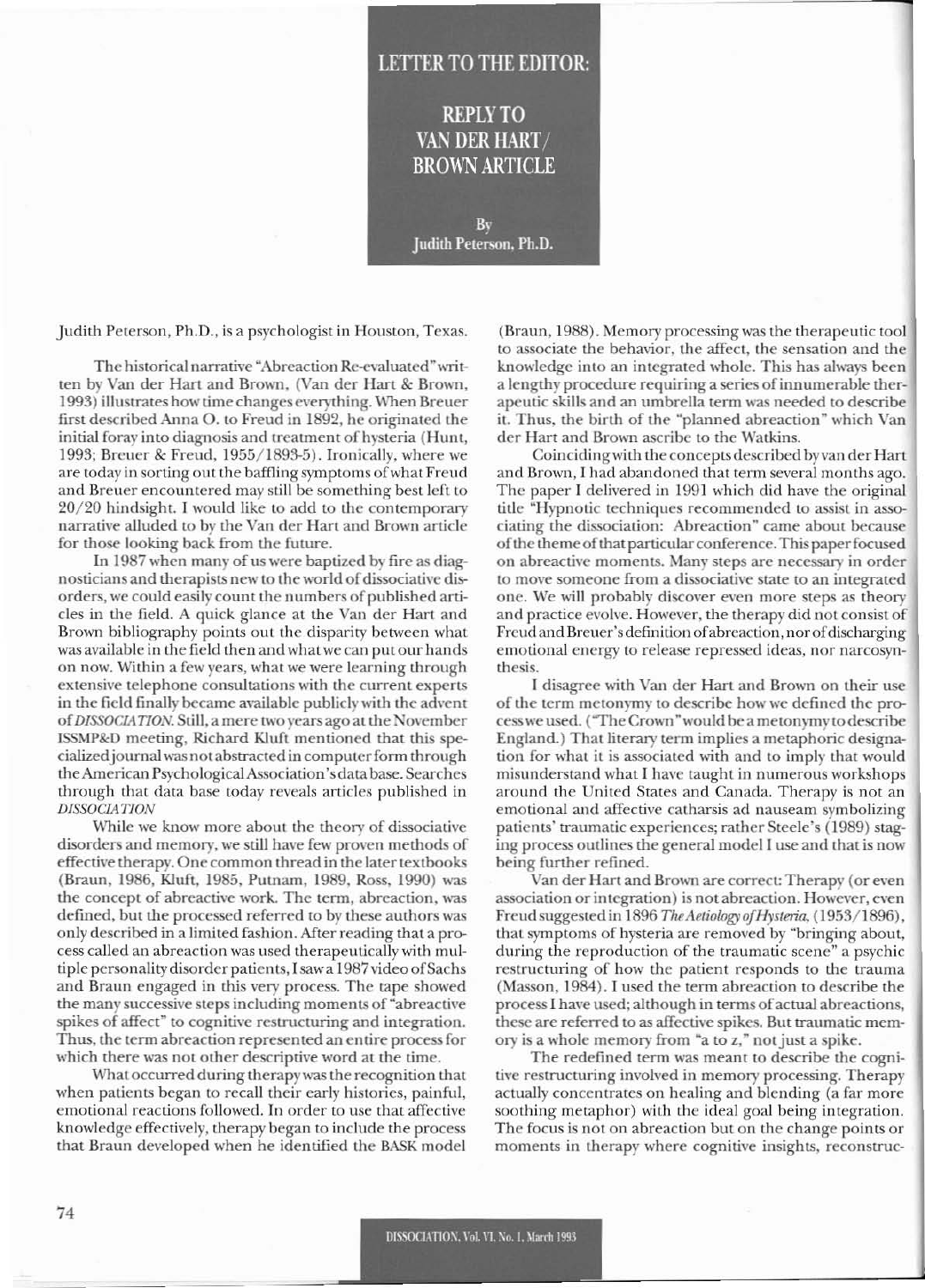# LETTER TO THE EDITOR:

## REPLY TO VAN DER HART/ BROWN ARTICLE

By
Judith Peterson, Ph.D.

Judith Peterson, Ph.D., is a psychologist in Houston, Texas.

The historical narrative "Abreaction Re-evaluated" written by Van der Hart and Brown, (Van der Hart & Brown, 1993) illustrates how time changes everything. When Breuer first described Anna O. to Freud in 1892, he originated the initial foray into diagnosis and treatment of hysteria (Hunt, 1993; Breuer & Freud, 1955/1893-5). Ironically, where we are today in sorting out the baffling symptoms of what Freud and Breuer encountered may still be something best left to 20/20 hindsight. I would like to add to the contemporary narrative alluded to by the Van der Hart and Brown article for those looking back from the future.

In 1987 when many of us were baptized by fire as diagnosticians and therapists new to the world of dissociative disorders, we could easily count the numbers of published articles in the field. A quick glance at the Van der Hart and Brown bibliography points out the disparity between what was available in the field then and what we can put our hands on now. Within a few years, what we were learning through extensive telephone consultations with the current experts in the field finally became available publicly with the advent of *DISSOCIATION*. Still, a mere two years ago at the November ISSMP&D meeting, Richard Kluft mentioned that this specialized journal was not abstracted in computer form through the American Psychological Association's data base. Searches through that data base today reveals articles published in *DISSOCIATION*

While we know more about the theory of dissociative disorders and memory, we still have few proven methods of effective therapy. One common thread in the later textbooks (Braun, 1986, Kluft, 1985, Putnam, 1989, Ross, 1990) was the concept of abreactive work. The term, abreaction, was defined, but the processed referred to by these authors was only described in a limited fashion. After reading that a process called an abreaction was used therapeutically with multiple personality disorder patients, I saw a 1987 video of Sachs and Braun engaged in this very process. The tape showed the many successive steps including moments of "abreactive spikes of affect" to cognitive restructuring and integration. Thus, the term abreaction represented an entire process for which there was not other descriptive word at the time.

What occurred during therapy was the recognition that when patients began to recall their early histories, painful, emotional reactions followed. In order to use that affective knowledge effectively, therapy began to include the process that Braun developed when he identified the BASK model (Braun, 1988). Memory processing was the therapeutic tool to associate the behavior, the affect, the sensation and the knowledge into an integrated whole. This has always been a lengthy procedure requiring a series of innumerable therapeutic skills and an umbrella term was needed to describe it. Thus, the birth of the "planned abreaction" which Van der Hart and Brown ascribe to the Watkins.

Coinciding with the concepts described by van der Hart and Brown, I had abandoned that term several months ago. The paper I delivered in 1991 which did have the original title "Hypnotic techniques recommended to assist in associating the dissociation: Abreaction" came about because of the theme of that particular conference. This paper focused on abreactive moments. Many steps are necessary in order to move someone from a dissociative state to an integrated one. We will probably discover even more steps as theory and practice evolve. However, the therapy did not consist of Freud and Breuer's definition of abreaction, nor of discharging emotional energy to release repressed ideas, nor narcosynthesis.

I disagree with Van der Hart and Brown on their use of the term metonymy to describe how we defined the process we used. ("The Crown" would be a metonymy to describe England.) That literary term implies a metaphoric designation for what it is associated with and to imply that would misunderstand what I have taught in numerous workshops around the United States and Canada. Therapy is not an emotional and affective catharsis ad nauseam symbolizing patients' traumatic experiences; rather Steele's (1989) staging process outlines the general model I use and that is now being further refined.

Van der Hart and Brown are correct: Therapy (or even association or integration) is not abreaction. However, even Freud suggested in 1896 *The Aetiology of Hysteria*, (1953/1896), that symptoms of hysteria are removed by "bringing about, during the reproduction of the traumatic scene" a psychic restructuring of how the patient responds to the trauma (Masson, 1984). I used the term abreaction to describe the process I have used; although in terms of actual abreactions, these are referred to as affective spikes. But traumatic memory is a whole memory from "a to z," not just a spike.

The redefined term was meant to describe the cognitive restructuring involved in memory processing. Therapy actually concentrates on healing and blending (a far more soothing metaphor) with the ideal goal being integration. The focus is not on abreaction but on the change points or moments in therapy where cognitive insights, reconstruc-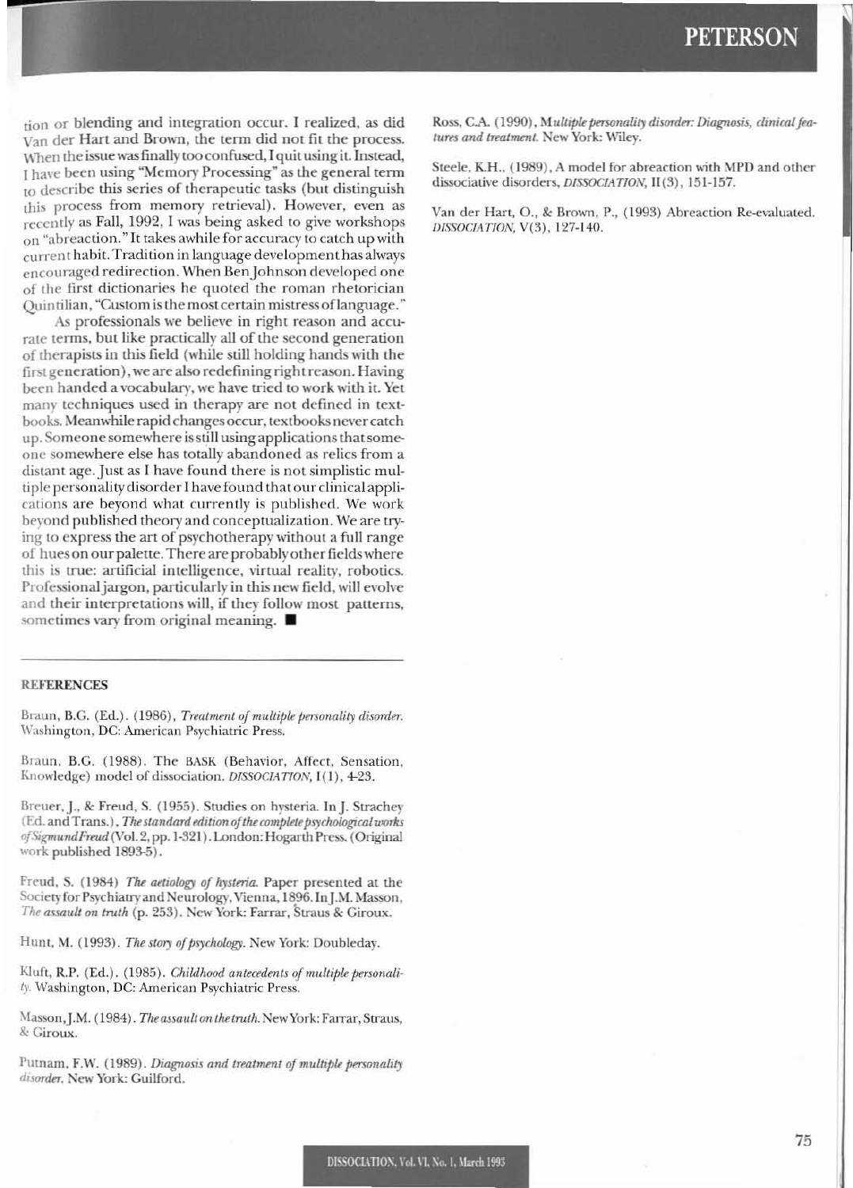tion or blending and integration occur. I realized, as did Van der Hart and Brown, the term did not fit the process. When the issue was finally too confused, I quit using it. Instead, I have been using "Memory Processing" as the general term to describe this series of therapeutic tasks (but distinguish this process from memory retrieval). However, even as recently as Fall, 1992, I was being asked to give workshops on "abreaction." It takes awhile for accuracy to catch up with current habit. Tradition in language development has always encouraged redirection. When Ben Johnson developed one of the first dictionaries he quoted the roman rhetorician Quintilian, "Custom is the most certain mistress of language."

As professionals we believe in right reason and accurate terms, but like practically all of the second generation of therapists in this field (while still holding hands with the first generation), we are also redefining right reason. Having been handed a vocabulary, we have tried to work with it. Yet many techniques used in therapy are not defined in textbooks. Meanwhile rapid changes occur, textbooks never catch up. Someone somewhere is still using applications that someone somewhere else has totally abandoned as relics from a distant age. Just as I have found there is not simplistic multiple personality disorder I have found that our clinical applications are beyond what currently is published. We work beyond published theory and conceptualization. We are trying to express the art of psychotherapy without a full range of hues on our palette. There are probably other fields where this is true: artificial intelligence, virtual reality, robotics. Professional jargon, particularly in this new field, will evolve and their interpretations will, if they follow most patterns, sometimes vary from original meaning. ■

## REFERENCES

Braun, B.G. (Ed.). (1986), *Treatment of multiple personality disorder.* Washington, DC: American Psychiatric Press.

Braun, B.G. (1988). The BASK (Behavior, Affect, Sensation, Knowledge) model of dissociation. *DISSOCIATION*, I(1), 4-23.

Breuer, J., & Freud, S. (1955). Studies on hysteria. In J. Strachey (Ed. and Trans.), *The standard edition of the complete psychological works of Sigmund Freud* (Vol. 2, pp. 1-321). London: Hogarth Press. (Original work published 1893-5).

Freud, S. (1984) *The aetiology of hysteria.* Paper presented at the Society for Psychiatry and Neurology, Vienna, 1896. In J.M. Masson, *The assault on truth* (p. 253). New York: Farrar, Straus & Giroux.

Hunt, M. (1993). *The story of psychology.* New York: Doubleday.

Kluft, R.P. (Ed.). (1985). *Childhood antecedents of multiple personality.* Washington, DC: American Psychiatric Press.

Masson, J.M. (1984). *The assault on the truth.* New York: Farrar, Straus, & Giroux.

Putnam, F.W. (1989). *Diagnosis and treatment of multiple personality disorder.* New York: Guilford.

Ross, C.A. (1990), *Multiple personality disorder: Diagnosis, clinical features and treatment.* New York: Wiley.

Steele, K.H.. (1989), A model for abreaction with MPD and other dissociative disorders, *DISSOCIATION*, II(3), 151-157.

Van der Hart, O., & Brown, P., (1993) Abreaction Re-evaluated. *DISSOCIATION*, V(3), 127-140.